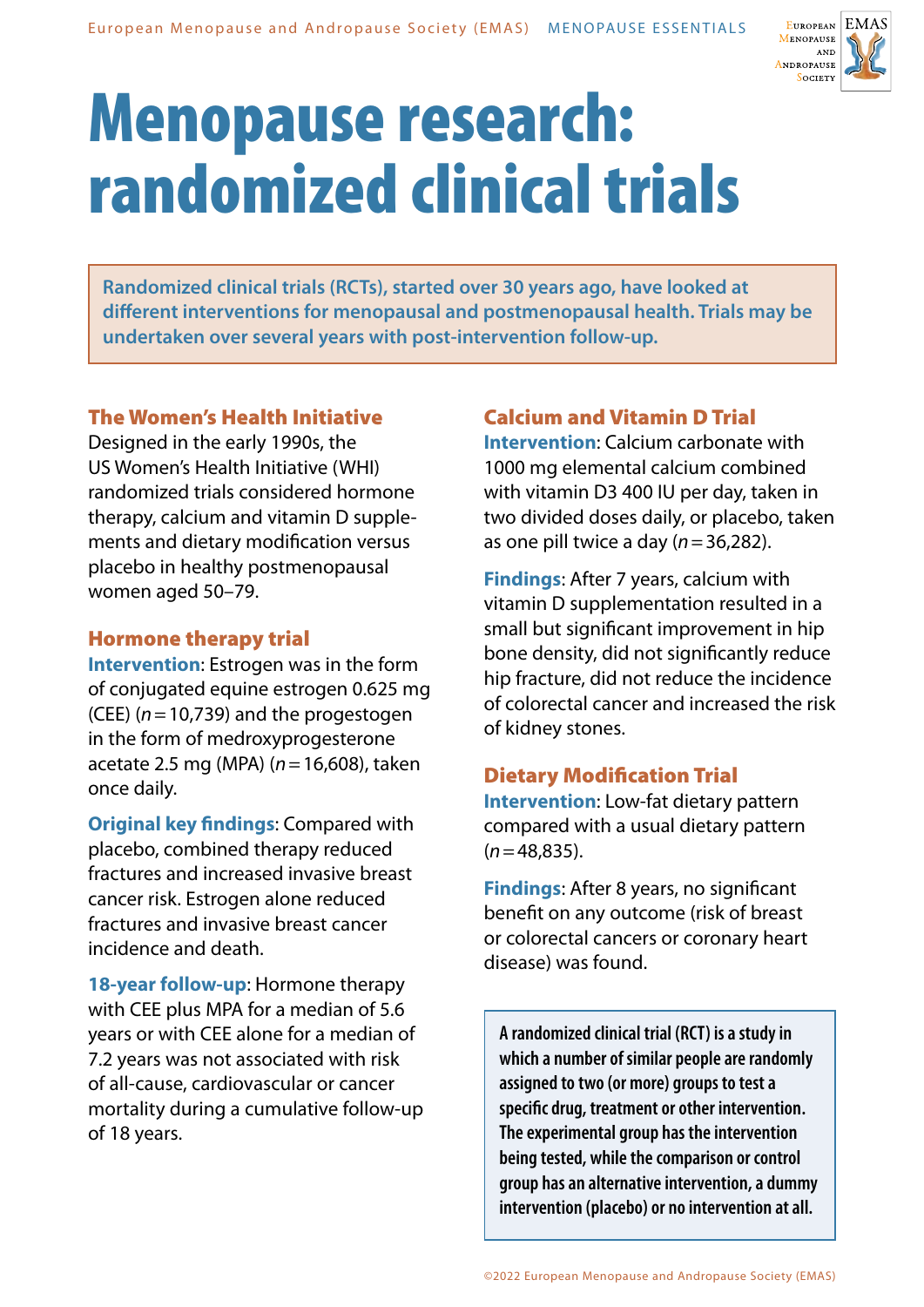# Menopause research: randomized clinical trials

**Randomized clinical trials (RCTs), started over 30 years ago, have looked at different interventions for menopausal and postmenopausal health. Trials may be undertaken over several years with post-intervention follow-up.**

## The Women's Health Initiative

Designed in the early 1990s, the US Women's Health Initiative (WHI) randomized trials considered hormone therapy, calcium and vitamin D supplements and dietary modification versus placebo in healthy postmenopausal women aged 50–79.

## Hormone therapy trial

**Intervention**: Estrogen was in the form of conjugated equine estrogen 0.625 mg (CEE) ($n = 10{,}739$) and the progestogen in the form of medroxyprogesterone acetate 2.5 mg (MPA) ($n = 16{,}608$), taken once daily.

**Original key findings**: Compared with placebo, combined therapy reduced fractures and increased invasive breast cancer risk. Estrogen alone reduced fractures and invasive breast cancer incidence and death.

**18-year follow-up**: Hormone therapy with CEE plus MPA for a median of 5.6 years or with CEE alone for a median of 7.2 years was not associated with risk of all-cause, cardiovascular or cancer mortality during a cumulative follow-up of 18 years.

## Calcium and Vitamin D Trial

**Intervention**: Calcium carbonate with 1000 mg elemental calcium combined with vitamin D3 400 IU per day, taken in two divided doses daily, or placebo, taken as one pill twice a day ($n = 36{,}282$).

**Findings**: After 7 years, calcium with vitamin D supplementation resulted in a small but significant improvement in hip bone density, did not significantly reduce hip fracture, did not reduce the incidence of colorectal cancer and increased the risk of kidney stones.

## Dietary Modification Trial

**Intervention**: Low-fat dietary pattern compared with a usual dietary pattern ($n = 48{,}835$).

**Findings**: After 8 years, no significant benefit on any outcome (risk of breast or colorectal cancers or coronary heart disease) was found.

**A randomized clinical trial (RCT) is a study in which a number of similar people are randomly assigned to two (or more) groups to test a specific drug, treatment or other intervention. The experimental group has the intervention being tested, while the comparison or control group has an alternative intervention, a dummy intervention (placebo) or no intervention at all.**

©2022 European Menopause and Andropause Society (EMAS)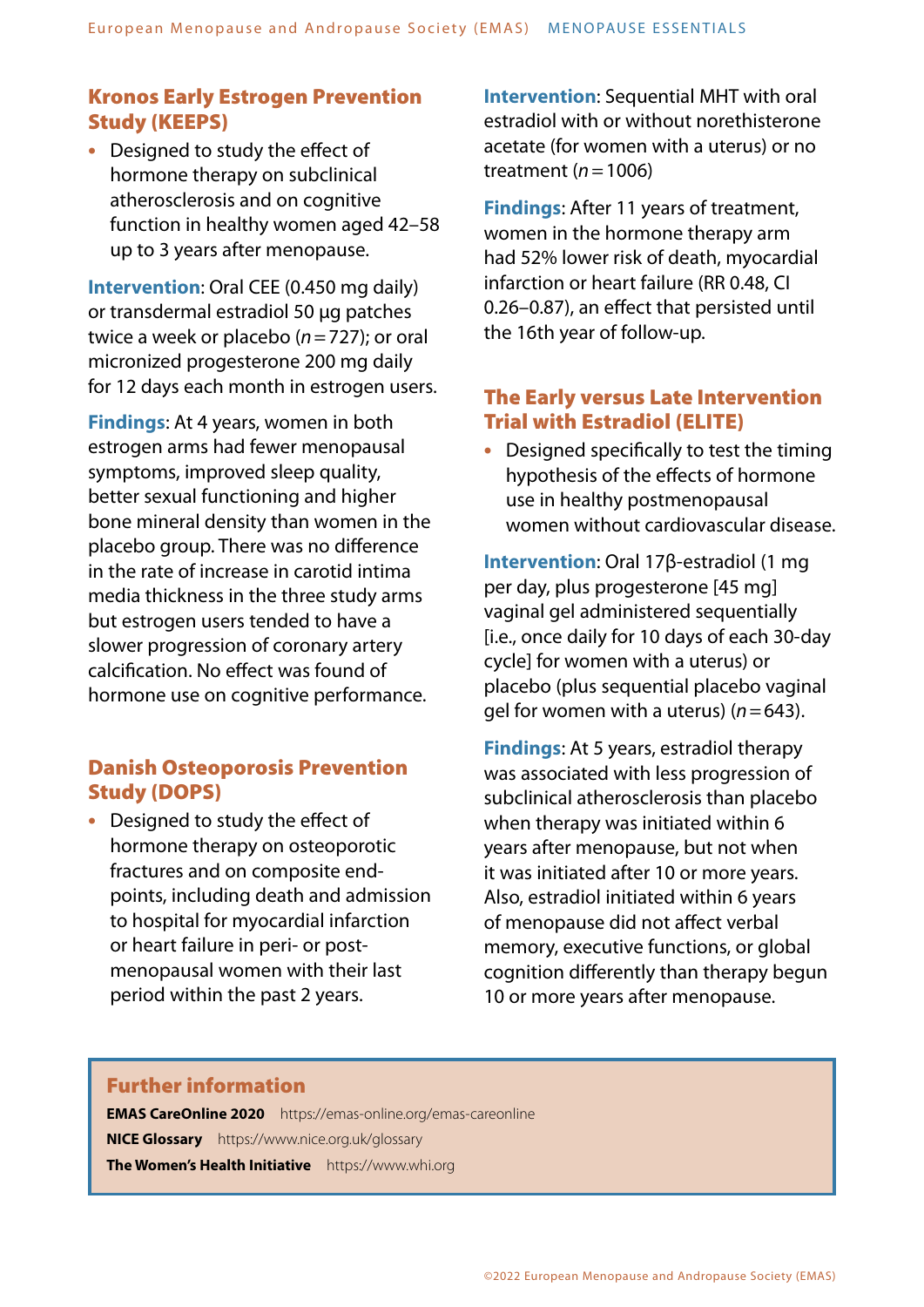## Kronos Early Estrogen Prevention Study (KEEPS)

- Designed to study the effect of hormone therapy on subclinical atherosclerosis and on cognitive function in healthy women aged 42–58 up to 3 years after menopause.

**Intervention**: Oral CEE (0.450 mg daily) or transdermal estradiol 50 µg patches twice a week or placebo ($n = 727$); or oral micronized progesterone 200 mg daily for 12 days each month in estrogen users.

**Findings**: At 4 years, women in both estrogen arms had fewer menopausal symptoms, improved sleep quality, better sexual functioning and higher bone mineral density than women in the placebo group. There was no difference in the rate of increase in carotid intima media thickness in the three study arms but estrogen users tended to have a slower progression of coronary artery calcification. No effect was found of hormone use on cognitive performance.

## Danish Osteoporosis Prevention Study (DOPS)

- Designed to study the effect of hormone therapy on osteoporotic fractures and on composite end-points, including death and admission to hospital for myocardial infarction or heart failure in peri- or post-menopausal women with their last period within the past 2 years.

**Intervention**: Sequential MHT with oral estradiol with or without norethisterone acetate (for women with a uterus) or no treatment ($n = 1006$)

**Findings**: After 11 years of treatment, women in the hormone therapy arm had 52% lower risk of death, myocardial infarction or heart failure (RR 0.48, CI 0.26–0.87), an effect that persisted until the 16th year of follow-up.

## The Early versus Late Intervention Trial with Estradiol (ELITE)

- Designed specifically to test the timing hypothesis of the effects of hormone use in healthy postmenopausal women without cardiovascular disease.

**Intervention**: Oral 17β-estradiol (1 mg per day, plus progesterone [45 mg] vaginal gel administered sequentially [i.e., once daily for 10 days of each 30-day cycle] for women with a uterus) or placebo (plus sequential placebo vaginal gel for women with a uterus) ($n = 643$).

**Findings**: At 5 years, estradiol therapy was associated with less progression of subclinical atherosclerosis than placebo when therapy was initiated within 6 years after menopause, but not when it was initiated after 10 or more years. Also, estradiol initiated within 6 years of menopause did not affect verbal memory, executive functions, or global cognition differently than therapy begun 10 or more years after menopause.

## Further information

**EMAS CareOnline 2020** https://emas-online.org/emas-careonline

**NICE Glossary** https://www.nice.org.uk/glossary

**The Women's Health Initiative** https://www.whi.org

©2022 European Menopause and Andropause Society (EMAS)